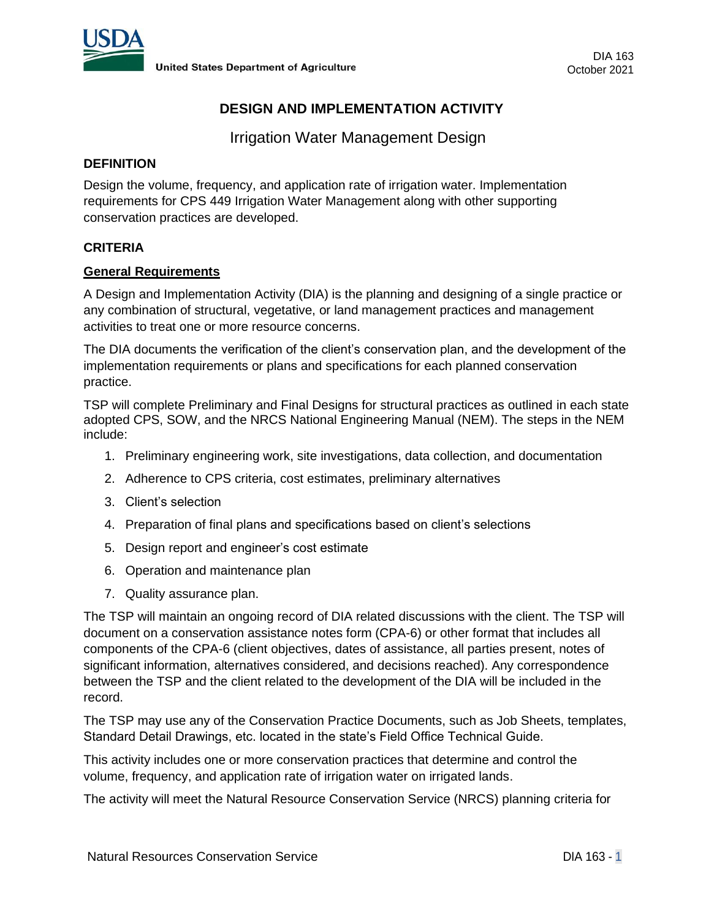DIA 163
October 2021

# DESIGN AND IMPLEMENTATION ACTIVITY

## Irrigation Water Management Design

### DEFINITION

Design the volume, frequency, and application rate of irrigation water. Implementation requirements for CPS 449 Irrigation Water Management along with other supporting conservation practices are developed.

### CRITERIA

**General Requirements**

A Design and Implementation Activity (DIA) is the planning and designing of a single practice or any combination of structural, vegetative, or land management practices and management activities to treat one or more resource concerns.

The DIA documents the verification of the client's conservation plan, and the development of the implementation requirements or plans and specifications for each planned conservation practice.

TSP will complete Preliminary and Final Designs for structural practices as outlined in each state adopted CPS, SOW, and the NRCS National Engineering Manual (NEM). The steps in the NEM include:

1. Preliminary engineering work, site investigations, data collection, and documentation
2. Adherence to CPS criteria, cost estimates, preliminary alternatives
3. Client's selection
4. Preparation of final plans and specifications based on client's selections
5. Design report and engineer's cost estimate
6. Operation and maintenance plan
7. Quality assurance plan.

The TSP will maintain an ongoing record of DIA related discussions with the client. The TSP will document on a conservation assistance notes form (CPA-6) or other format that includes all components of the CPA-6 (client objectives, dates of assistance, all parties present, notes of significant information, alternatives considered, and decisions reached). Any correspondence between the TSP and the client related to the development of the DIA will be included in the record.

The TSP may use any of the Conservation Practice Documents, such as Job Sheets, templates, Standard Detail Drawings, etc. located in the state's Field Office Technical Guide.

This activity includes one or more conservation practices that determine and control the volume, frequency, and application rate of irrigation water on irrigated lands.

The activity will meet the Natural Resource Conservation Service (NRCS) planning criteria for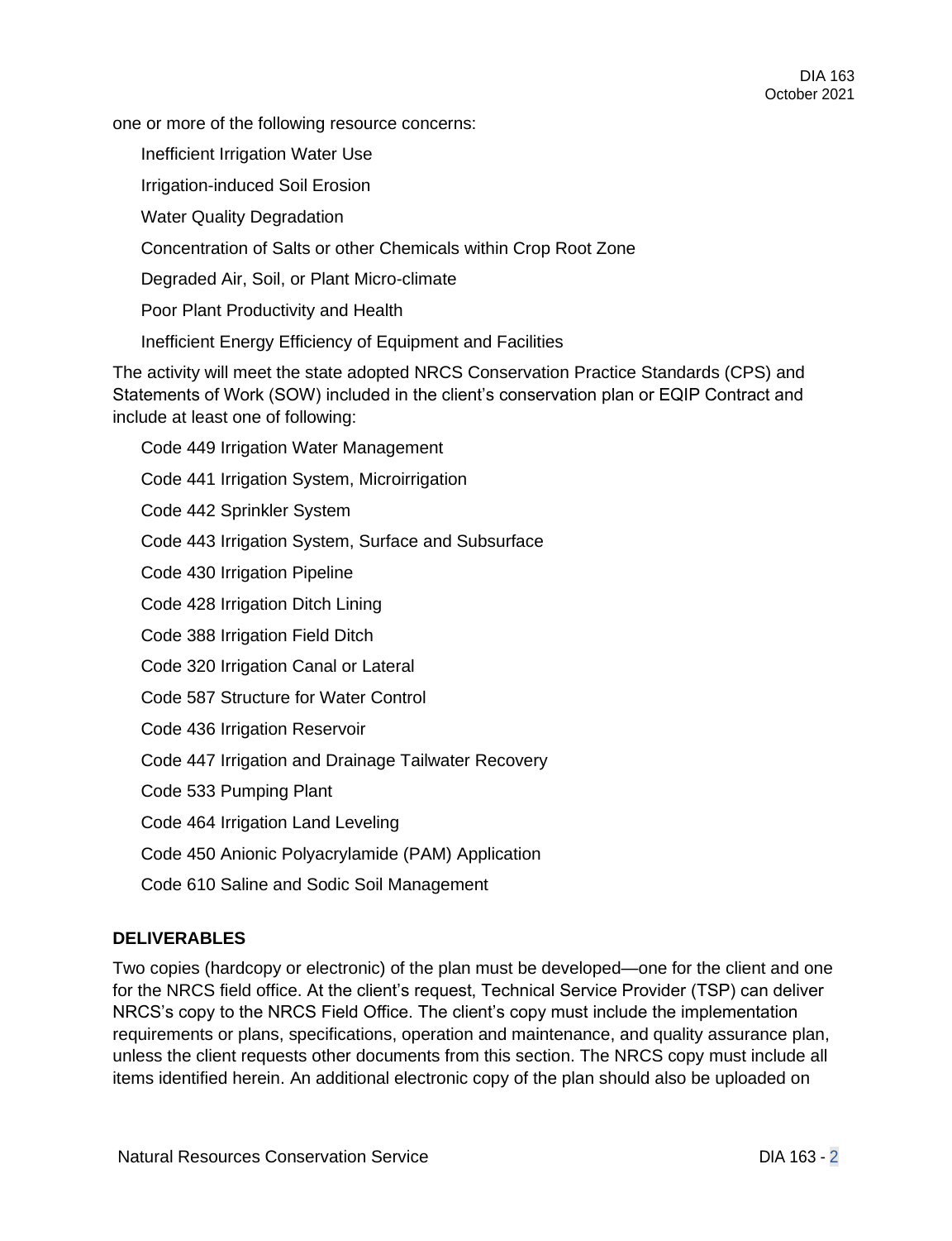one or more of the following resource concerns:

- Inefficient Irrigation Water Use
- Irrigation-induced Soil Erosion
- Water Quality Degradation
- Concentration of Salts or other Chemicals within Crop Root Zone
- Degraded Air, Soil, or Plant Micro-climate
- Poor Plant Productivity and Health
- Inefficient Energy Efficiency of Equipment and Facilities

The activity will meet the state adopted NRCS Conservation Practice Standards (CPS) and Statements of Work (SOW) included in the client's conservation plan or EQIP Contract and include at least one of following:

- Code 449 Irrigation Water Management
- Code 441 Irrigation System, Microirrigation
- Code 442 Sprinkler System
- Code 443 Irrigation System, Surface and Subsurface
- Code 430 Irrigation Pipeline
- Code 428 Irrigation Ditch Lining
- Code 388 Irrigation Field Ditch
- Code 320 Irrigation Canal or Lateral
- Code 587 Structure for Water Control
- Code 436 Irrigation Reservoir
- Code 447 Irrigation and Drainage Tailwater Recovery
- Code 533 Pumping Plant
- Code 464 Irrigation Land Leveling
- Code 450 Anionic Polyacrylamide (PAM) Application
- Code 610 Saline and Sodic Soil Management

**DELIVERABLES**

Two copies (hardcopy or electronic) of the plan must be developed—one for the client and one for the NRCS field office. At the client's request, Technical Service Provider (TSP) can deliver NRCS's copy to the NRCS Field Office. The client's copy must include the implementation requirements or plans, specifications, operation and maintenance, and quality assurance plan, unless the client requests other documents from this section. The NRCS copy must include all items identified herein. An additional electronic copy of the plan should also be uploaded on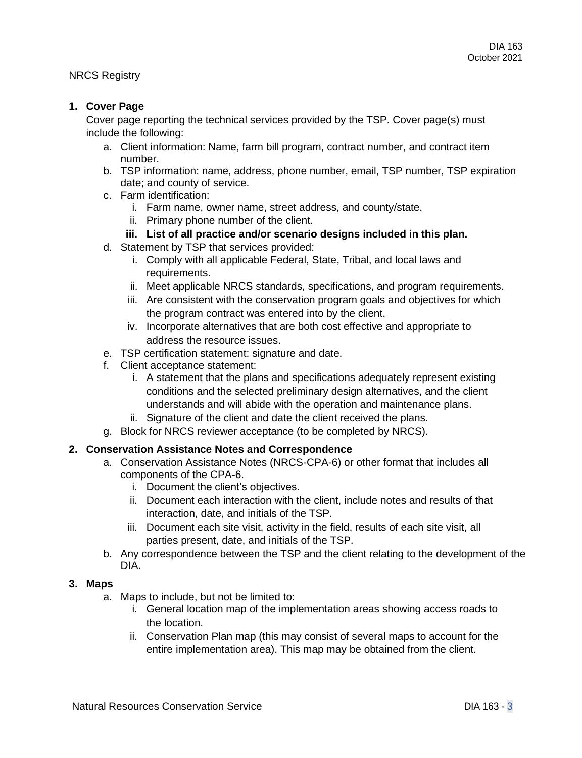NRCS Registry

1. **Cover Page**

   Cover page reporting the technical services provided by the TSP. Cover page(s) must include the following:

   a. Client information: Name, farm bill program, contract number, and contract item number.
   b. TSP information: name, address, phone number, email, TSP number, TSP expiration date; and county of service.
   c. Farm identification:
      i. Farm name, owner name, street address, and county/state.
      ii. Primary phone number of the client.
      iii. **List of all practice and/or scenario designs included in this plan.**
   d. Statement by TSP that services provided:
      i. Comply with all applicable Federal, State, Tribal, and local laws and requirements.
      ii. Meet applicable NRCS standards, specifications, and program requirements.
      iii. Are consistent with the conservation program goals and objectives for which the program contract was entered into by the client.
      iv. Incorporate alternatives that are both cost effective and appropriate to address the resource issues.
   e. TSP certification statement: signature and date.
   f. Client acceptance statement:
      i. A statement that the plans and specifications adequately represent existing conditions and the selected preliminary design alternatives, and the client understands and will abide with the operation and maintenance plans.
      ii. Signature of the client and date the client received the plans.
   g. Block for NRCS reviewer acceptance (to be completed by NRCS).

2. **Conservation Assistance Notes and Correspondence**

   a. Conservation Assistance Notes (NRCS-CPA-6) or other format that includes all components of the CPA-6.
      i. Document the client's objectives.
      ii. Document each interaction with the client, include notes and results of that interaction, date, and initials of the TSP.
      iii. Document each site visit, activity in the field, results of each site visit, all parties present, date, and initials of the TSP.
   b. Any correspondence between the TSP and the client relating to the development of the DIA.

3. **Maps**

   a. Maps to include, but not be limited to:
      i. General location map of the implementation areas showing access roads to the location.
      ii. Conservation Plan map (this may consist of several maps to account for the entire implementation area). This map may be obtained from the client.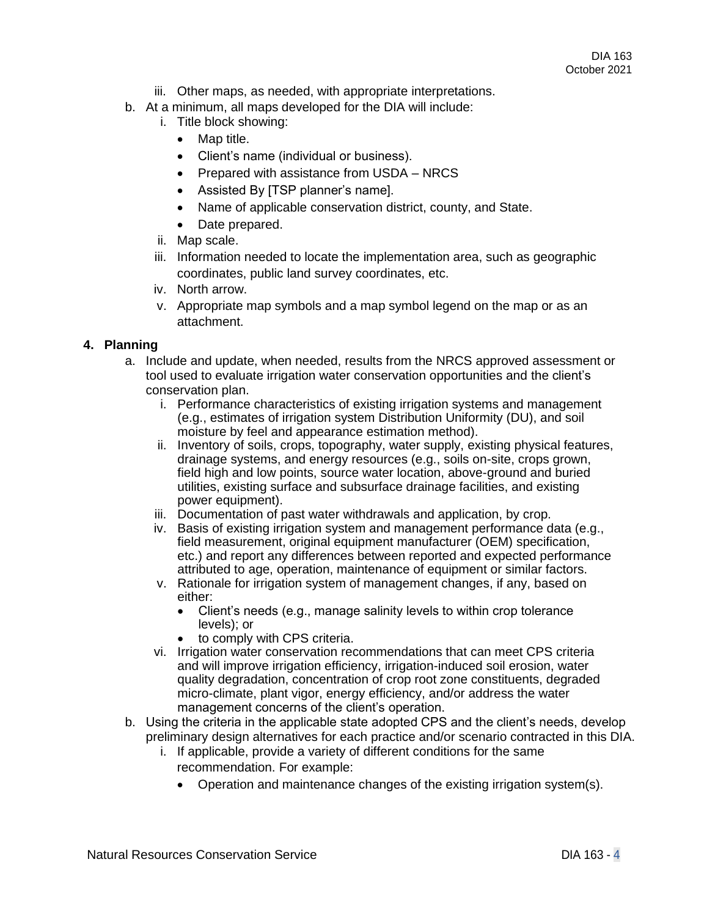iii. Other maps, as needed, with appropriate interpretations.

b. At a minimum, all maps developed for the DIA will include:
   i. Title block showing:
      - Map title.
      - Client's name (individual or business).
      - Prepared with assistance from USDA – NRCS
      - Assisted By [TSP planner's name].
      - Name of applicable conservation district, county, and State.
      - Date prepared.
   ii. Map scale.
   iii. Information needed to locate the implementation area, such as geographic coordinates, public land survey coordinates, etc.
   iv. North arrow.
   v. Appropriate map symbols and a map symbol legend on the map or as an attachment.

**4. Planning**

a. Include and update, when needed, results from the NRCS approved assessment or tool used to evaluate irrigation water conservation opportunities and the client's conservation plan.
   i. Performance characteristics of existing irrigation systems and management (e.g., estimates of irrigation system Distribution Uniformity (DU), and soil moisture by feel and appearance estimation method).
   ii. Inventory of soils, crops, topography, water supply, existing physical features, drainage systems, and energy resources (e.g., soils on-site, crops grown, field high and low points, source water location, above-ground and buried utilities, existing surface and subsurface drainage facilities, and existing power equipment).
   iii. Documentation of past water withdrawals and application, by crop.
   iv. Basis of existing irrigation system and management performance data (e.g., field measurement, original equipment manufacturer (OEM) specification, etc.) and report any differences between reported and expected performance attributed to age, operation, maintenance of equipment or similar factors.
   v. Rationale for irrigation system of management changes, if any, based on either:
      - Client's needs (e.g., manage salinity levels to within crop tolerance levels); or
      - to comply with CPS criteria.
   vi. Irrigation water conservation recommendations that can meet CPS criteria and will improve irrigation efficiency, irrigation-induced soil erosion, water quality degradation, concentration of crop root zone constituents, degraded micro-climate, plant vigor, energy efficiency, and/or address the water management concerns of the client's operation.

b. Using the criteria in the applicable state adopted CPS and the client's needs, develop preliminary design alternatives for each practice and/or scenario contracted in this DIA.
   i. If applicable, provide a variety of different conditions for the same recommendation. For example:
      - Operation and maintenance changes of the existing irrigation system(s).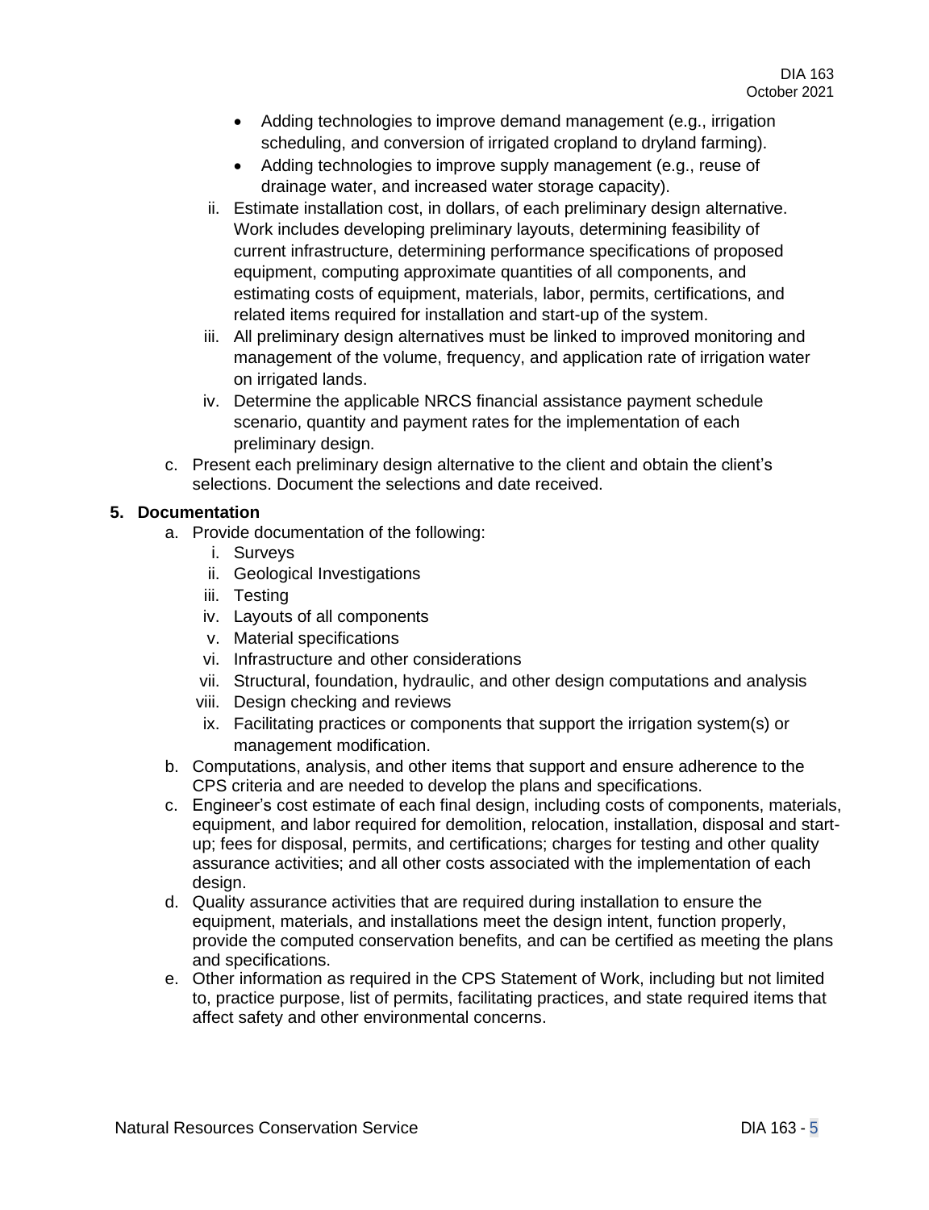- Adding technologies to improve demand management (e.g., irrigation scheduling, and conversion of irrigated cropland to dryland farming).
   - Adding technologies to improve supply management (e.g., reuse of drainage water, and increased water storage capacity).

   ii. Estimate installation cost, in dollars, of each preliminary design alternative. Work includes developing preliminary layouts, determining feasibility of current infrastructure, determining performance specifications of proposed equipment, computing approximate quantities of all components, and estimating costs of equipment, materials, labor, permits, certifications, and related items required for installation and start-up of the system.

   iii. All preliminary design alternatives must be linked to improved monitoring and management of the volume, frequency, and application rate of irrigation water on irrigated lands.

   iv. Determine the applicable NRCS financial assistance payment schedule scenario, quantity and payment rates for the implementation of each preliminary design.

c. Present each preliminary design alternative to the client and obtain the client's selections. Document the selections and date received.

**5. Documentation**

a. Provide documentation of the following:
   i. Surveys
   ii. Geological Investigations
   iii. Testing
   iv. Layouts of all components
   v. Material specifications
   vi. Infrastructure and other considerations
   vii. Structural, foundation, hydraulic, and other design computations and analysis
   viii. Design checking and reviews
   ix. Facilitating practices or components that support the irrigation system(s) or management modification.

b. Computations, analysis, and other items that support and ensure adherence to the CPS criteria and are needed to develop the plans and specifications.

c. Engineer's cost estimate of each final design, including costs of components, materials, equipment, and labor required for demolition, relocation, installation, disposal and start-up; fees for disposal, permits, and certifications; charges for testing and other quality assurance activities; and all other costs associated with the implementation of each design.

d. Quality assurance activities that are required during installation to ensure the equipment, materials, and installations meet the design intent, function properly, provide the computed conservation benefits, and can be certified as meeting the plans and specifications.

e. Other information as required in the CPS Statement of Work, including but not limited to, practice purpose, list of permits, facilitating practices, and state required items that affect safety and other environmental concerns.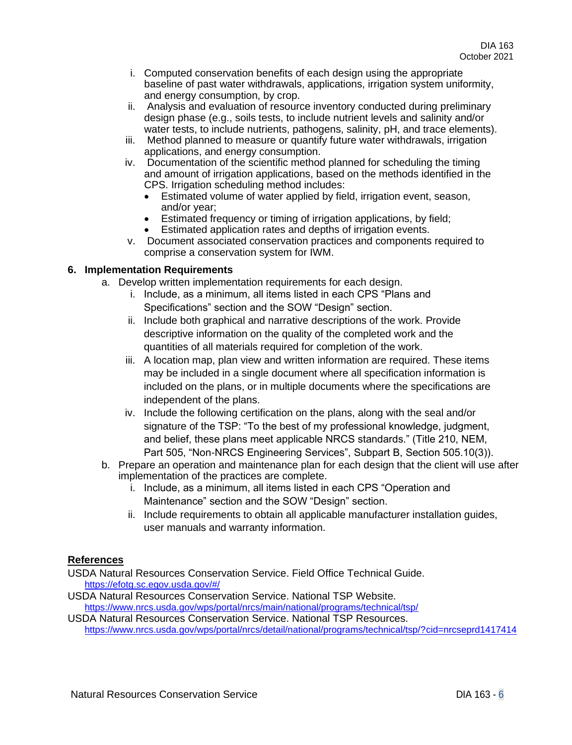i. Computed conservation benefits of each design using the appropriate baseline of past water withdrawals, applications, irrigation system uniformity, and energy consumption, by crop.
ii. Analysis and evaluation of resource inventory conducted during preliminary design phase (e.g., soils tests, to include nutrient levels and salinity and/or water tests, to include nutrients, pathogens, salinity, pH, and trace elements).
iii. Method planned to measure or quantify future water withdrawals, irrigation applications, and energy consumption.
iv. Documentation of the scientific method planned for scheduling the timing and amount of irrigation applications, based on the methods identified in the CPS. Irrigation scheduling method includes:
   - Estimated volume of water applied by field, irrigation event, season, and/or year;
   - Estimated frequency or timing of irrigation applications, by field;
   - Estimated application rates and depths of irrigation events.
v. Document associated conservation practices and components required to comprise a conservation system for IWM.

## 6. Implementation Requirements

a. Develop written implementation requirements for each design.
   i. Include, as a minimum, all items listed in each CPS "Plans and Specifications" section and the SOW "Design" section.
   ii. Include both graphical and narrative descriptions of the work. Provide descriptive information on the quality of the completed work and the quantities of all materials required for completion of the work.
   iii. A location map, plan view and written information are required. These items may be included in a single document where all specification information is included on the plans, or in multiple documents where the specifications are independent of the plans.
   iv. Include the following certification on the plans, along with the seal and/or signature of the TSP: "To the best of my professional knowledge, judgment, and belief, these plans meet applicable NRCS standards." (Title 210, NEM, Part 505, "Non-NRCS Engineering Services", Subpart B, Section 505.10(3)).

b. Prepare an operation and maintenance plan for each design that the client will use after implementation of the practices are complete.
   i. Include, as a minimum, all items listed in each CPS "Operation and Maintenance" section and the SOW "Design" section.
   ii. Include requirements to obtain all applicable manufacturer installation guides, user manuals and warranty information.

## References

USDA Natural Resources Conservation Service. Field Office Technical Guide.
https://efotg.sc.egov.usda.gov/#/

USDA Natural Resources Conservation Service. National TSP Website.
https://www.nrcs.usda.gov/wps/portal/nrcs/main/national/programs/technical/tsp/

USDA Natural Resources Conservation Service. National TSP Resources.
https://www.nrcs.usda.gov/wps/portal/nrcs/detail/national/programs/technical/tsp/?cid=nrcseprd1417414